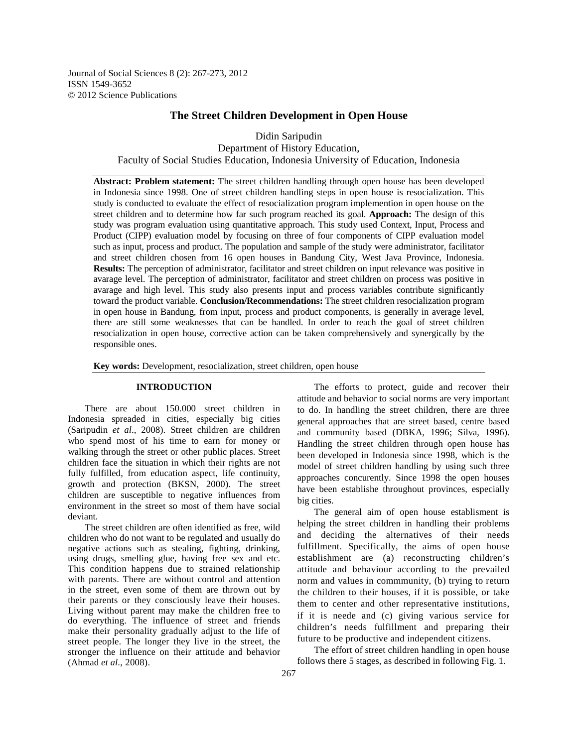# The Street Children Development in Open House

Didin Saripudin
Department of History Education,
Faculty of Social Studies Education, Indonesia University of Education, Indonesia

**Abstract: Problem statement:** The street children handling through open house has been developed in Indonesia since 1998. One of street children handling steps in open house is resocialization. This study is conducted to evaluate the effect of resocialization program implemention in open house on the street children and to determine how far such program reached its goal. **Approach:** The design of this study was program evaluation using quantitative approach. This study used Context, Input, Process and Product (CIPP) evaluation model by focusing on three of four components of CIPP evaluation model such as input, process and product. The population and sample of the study were administrator, facilitator and street children chosen from 16 open houses in Bandung City, West Java Province, Indonesia. **Results:** The perception of administrator, facilitator and street children on input relevance was positive in avarage level. The perception of administrator, facilitator and street children on process was positive in avarage and high level. This study also presents input and process variables contribute significantly toward the product variable. **Conclusion/Recommendations:** The street children resocialization program in open house in Bandung, from input, process and product components, is generally in average level, there are still some weaknesses that can be handled. In order to reach the goal of street children resocialization in open house, corrective action can be taken comprehensively and synergically by the responsible ones.

**Key words:** Development, resocialization, street children, open house

## INTRODUCTION

There are about 150.000 street children in Indonesia spreaded in cities, especially big cities (Saripudin *et al*., 2008). Street children are children who spend most of his time to earn for money or walking through the street or other public places. Street children face the situation in which their rights are not fully fulfilled, from education aspect, life continuity, growth and protection (BKSN, 2000). The street children are susceptible to negative influences from environment in the street so most of them have social deviant.

The street children are often identified as free, wild children who do not want to be regulated and usually do negative actions such as stealing, fighting, drinking, using drugs, smelling glue, having free sex and etc. This condition happens due to strained relationship with parents. There are without control and attention in the street, even some of them are thrown out by their parents or they consciously leave their houses. Living without parent may make the children free to do everything. The influence of street and friends make their personality gradually adjust to the life of street people. The longer they live in the street, the stronger the influence on their attitude and behavior (Ahmad *et al*., 2008).

The efforts to protect, guide and recover their attitude and behavior to social norms are very important to do. In handling the street children, there are three general approaches that are street based, centre based and community based (DBKA, 1996; Silva, 1996). Handling the street children through open house has been developed in Indonesia since 1998, which is the model of street children handling by using such three approaches concurently. Since 1998 the open houses have been establishe throughout provinces, especially big cities.

The general aim of open house establisment is helping the street children in handling their problems and deciding the alternatives of their needs fulfillment. Specifically, the aims of open house establishment are (a) reconstructing children's attitude and behaviour according to the prevailed norm and values in commmunity, (b) trying to return the children to their houses, if it is possible, or take them to center and other representative institutions, if it is neede and (c) giving various service for children's needs fulfillment and preparing their future to be productive and independent citizens.

The effort of street children handling in open house follows there 5 stages, as described in following Fig. 1.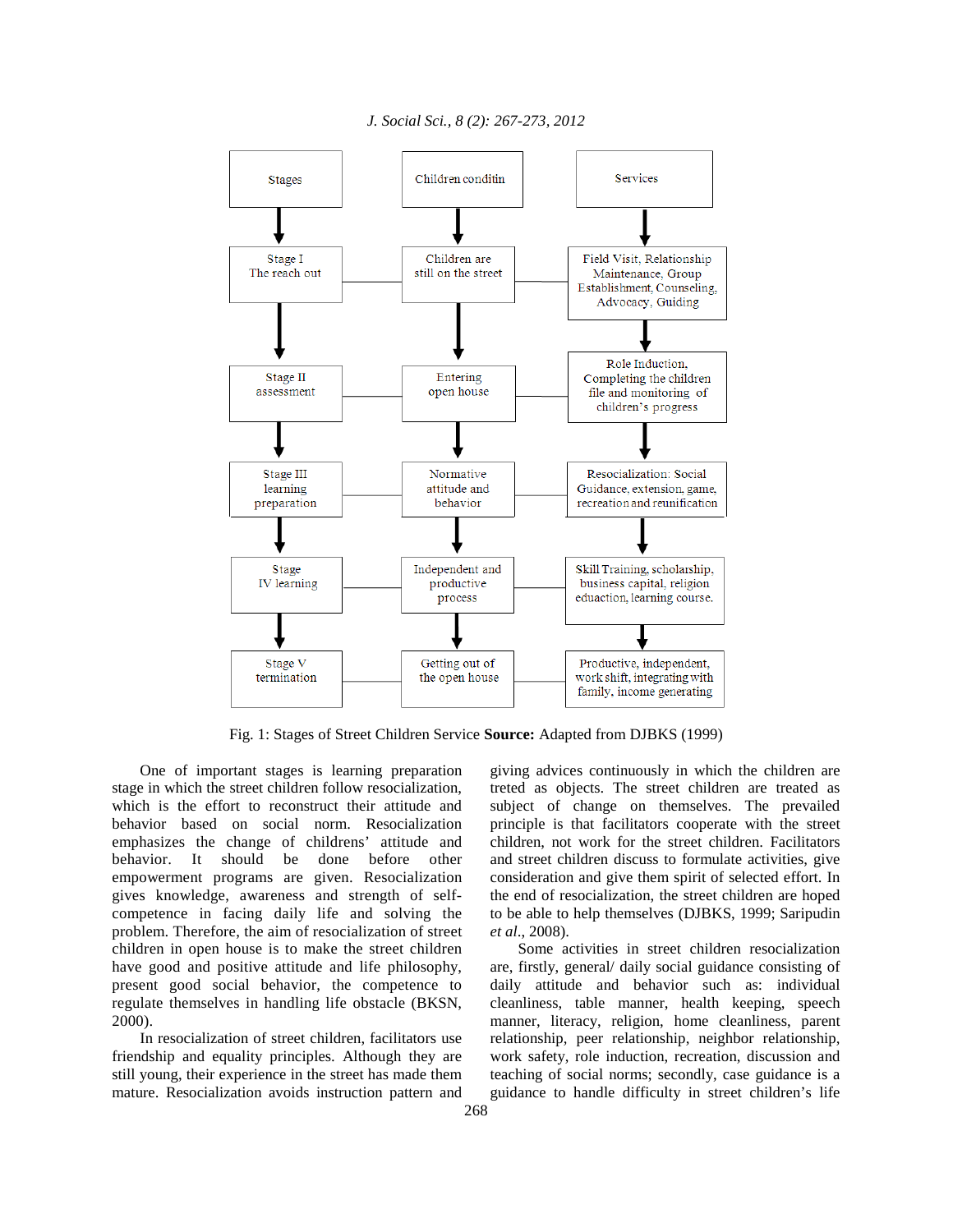| Stages | Children condition | Services |
|---|---|---|
| Stage I The reach out | Children are still on the street | Field Visit, Relationship Maintenance, Group Establishment, Counseling, Advocacy, Guiding |
| Stage II assessment | Entering open house | Role Induction, Completing the children file and monitoring of children's progress |
| Stage III learning preparation | Normative attitude and behavior | Resocialization: Social Guidance, extension, game, recreation and reunification |
| Stage IV learning | Independent and productive process | Skill Training, scholarship, business capital, religion educaction, learning course. |
| Stage V termination | Getting out of the open house | Productive, independent, work shift, integrating with family, income generating |

Fig. 1: Stages of Street Children Service **Source:** Adapted from DJBKS (1999)

One of important stages is learning preparation stage in which the street children follow resocialization, which is the effort to reconstruct their attitude and behavior based on social norm. Resocialization emphasizes the change of childrens' attitude and behavior. It should be done before other empowerment programs are given. Resocialization gives knowledge, awareness and strength of self-competence in facing daily life and solving the problem. Therefore, the aim of resocialization of street children in open house is to make the street children have good and positive attitude and life philosophy, present good social behavior, the competence to regulate themselves in handling life obstacle (BKSN, 2000).

In resocialization of street children, facilitators use friendship and equality principles. Although they are still young, their experience in the street has made them mature. Resocialization avoids instruction pattern and giving advices continuously in which the children are treted as objects. The street children are treated as subject of change on themselves. The prevailed principle is that facilitators cooperate with the street children, not work for the street children. Facilitators and street children discuss to formulate activities, give consideration and give them spirit of selected effort. In the end of resocialization, the street children are hoped to be able to help themselves (DJBKS, 1999; Saripudin *et al*., 2008).

Some activities in street children resocialization are, firstly, general/ daily social guidance consisting of daily attitude and behavior such as: individual cleanliness, table manner, health keeping, speech manner, literacy, religion, home cleanliness, parent relationship, peer relationship, neighbor relationship, work safety, role induction, recreation, discussion and teaching of social norms; secondly, case guidance is a guidance to handle difficulty in street children's life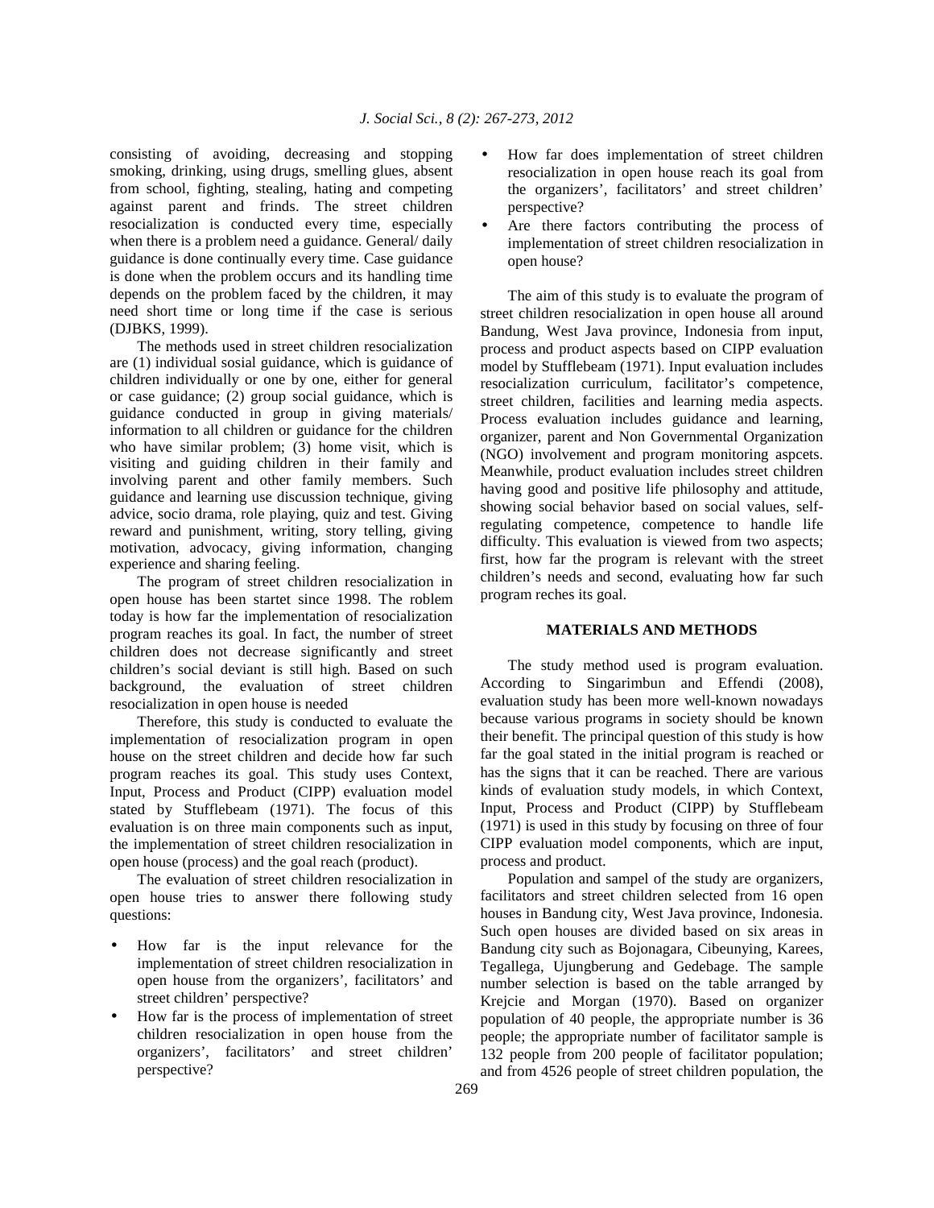consisting of avoiding, decreasing and stopping smoking, drinking, using drugs, smelling glues, absent from school, fighting, stealing, hating and competing against parent and frinds. The street children resocialization is conducted every time, especially when there is a problem need a guidance. General/ daily guidance is done continually every time. Case guidance is done when the problem occurs and its handling time depends on the problem faced by the children, it may need short time or long time if the case is serious (DJBKS, 1999).

The methods used in street children resocialization are (1) individual sosial guidance, which is guidance of children individually or one by one, either for general or case guidance; (2) group social guidance, which is guidance conducted in group in giving materials/ information to all children or guidance for the children who have similar problem; (3) home visit, which is visiting and guiding children in their family and involving parent and other family members. Such guidance and learning use discussion technique, giving advice, socio drama, role playing, quiz and test. Giving reward and punishment, writing, story telling, giving motivation, advocacy, giving information, changing experience and sharing feeling.

The program of street children resocialization in open house has been startet since 1998. The roblem today is how far the implementation of resocialization program reaches its goal. In fact, the number of street children does not decrease significantly and street children's social deviant is still high. Based on such background, the evaluation of street children resocialization in open house is needed

Therefore, this study is conducted to evaluate the implementation of resocialization program in open house on the street children and decide how far such program reaches its goal. This study uses Context, Input, Process and Product (CIPP) evaluation model stated by Stufflebeam (1971). The focus of this evaluation is on three main components such as input, the implementation of street children resocialization in open house (process) and the goal reach (product).

The evaluation of street children resocialization in open house tries to answer there following study questions:

- How far is the input relevance for the implementation of street children resocialization in open house from the organizers', facilitators' and street children' perspective?
- How far is the process of implementation of street children resocialization in open house from the organizers', facilitators' and street children' perspective?
- How far does implementation of street children resocialization in open house reach its goal from the organizers', facilitators' and street children' perspective?
- Are there factors contributing the process of implementation of street children resocialization in open house?

The aim of this study is to evaluate the program of street children resocialization in open house all around Bandung, West Java province, Indonesia from input, process and product aspects based on CIPP evaluation model by Stufflebeam (1971). Input evaluation includes resocialization curriculum, facilitator's competence, street children, facilities and learning media aspects. Process evaluation includes guidance and learning, organizer, parent and Non Governmental Organization (NGO) involvement and program monitoring aspcets. Meanwhile, product evaluation includes street children having good and positive life philosophy and attitude, showing social behavior based on social values, self-regulating competence, competence to handle life difficulty. This evaluation is viewed from two aspects; first, how far the program is relevant with the street children's needs and second, evaluating how far such program reches its goal.

## MATERIALS AND METHODS

The study method used is program evaluation. According to Singarimbun and Effendi (2008), evaluation study has been more well-known nowadays because various programs in society should be known their benefit. The principal question of this study is how far the goal stated in the initial program is reached or has the signs that it can be reached. There are various kinds of evaluation study models, in which Context, Input, Process and Product (CIPP) by Stufflebeam (1971) is used in this study by focusing on three of four CIPP evaluation model components, which are input, process and product.

Population and sampel of the study are organizers, facilitators and street children selected from 16 open houses in Bandung city, West Java province, Indonesia. Such open houses are divided based on six areas in Bandung city such as Bojonagara, Cibeunying, Karees, Tegallega, Ujungberung and Gedebage. The sample number selection is based on the table arranged by Krejcie and Morgan (1970). Based on organizer population of 40 people, the appropriate number is 36 people; the appropriate number of facilitator sample is 132 people from 200 people of facilitator population; and from 4526 people of street children population, the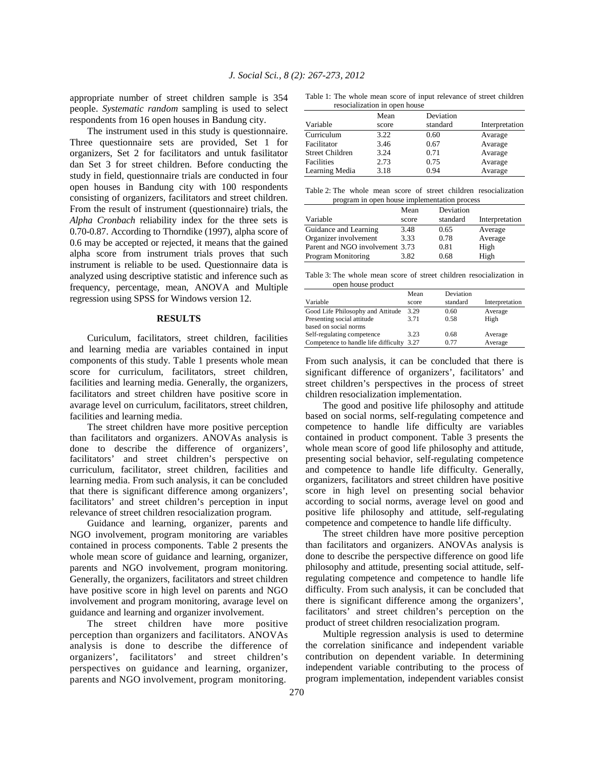appropriate number of street children sample is 354 people. *Systematic random* sampling is used to select respondents from 16 open houses in Bandung city.

The instrument used in this study is questionnaire. Three questionnaire sets are provided, Set 1 for organizers, Set 2 for facilitators and untuk fasilitator dan Set 3 for street children. Before conducting the study in field, questionnaire trials are conducted in four open houses in Bandung city with 100 respondents consisting of organizers, facilitators and street children. From the result of instrument (questionnaire) trials, the *Alpha Cronbach* reliability index for the three sets is 0.70-0.87. According to Thorndike (1997), alpha score of 0.6 may be accepted or rejected, it means that the gained alpha score from instrument trials proves that such instrument is reliable to be used. Questionnaire data is analyzed using descriptive statistic and inference such as frequency, percentage, mean, ANOVA and Multiple regression using SPSS for Windows version 12.

## RESULTS

Curiculum, facilitators, street children, facilities and learning media are variables contained in input components of this study. Table 1 presents whole mean score for curriculum, facilitators, street children, facilities and learning media. Generally, the organizers, facilitators and street children have positive score in avarage level on curriculum, facilitators, street children, facilities and learning media.

The street children have more positive perception than facilitators and organizers. ANOVAs analysis is done to describe the difference of organizers', facilitators' and street children's perspective on curriculum, facilitator, street children, facilities and learning media. From such analysis, it can be concluded that there is significant difference among organizers', facilitators' and street children's perception in input relevance of street children resocialization program.

Guidance and learning, organizer, parents and NGO involvement, program monitoring are variables contained in process components. Table 2 presents the whole mean score of guidance and learning, organizer, parents and NGO involvement, program monitoring. Generally, the organizers, facilitators and street children have positive score in high level on parents and NGO involvement and program monitoring, avarage level on guidance and learning and organizer involvement.

The street children have more positive perception than organizers and facilitators. ANOVAs analysis is done to describe the difference of organizers', facilitators' and street children's perspectives on guidance and learning, organizer, parents and NGO involvement, program monitoring.

Table 1: The whole mean score of input relevance of street children resocialization in open house

| Variable | Mean score | Deviation standard | Interpretation |
|---|---|---|---|
| Curriculum | 3.22 | 0.60 | Avarage |
| Facilitator | 3.46 | 0.67 | Avarage |
| Street Children | 3.24 | 0.71 | Avarage |
| Facilities | 2.73 | 0.75 | Avarage |
| Learning Media | 3.18 | 0.94 | Avarage |

Table 2: The whole mean score of street children resocialization program in open house implementation process

| Variable | Mean score | Deviation standard | Interpretation |
|---|---|---|---|
| Guidance and Learning | 3.48 | 0.65 | Average |
| Organizer involvement | 3.33 | 0.78 | Average |
| Parent and NGO involvement | 3.73 | 0.81 | High |
| Program Monitoring | 3.82 | 0.68 | High |

Table 3: The whole mean score of street children resocialization in open house product

| Variable | Mean score | Deviation standard | Interpretation |
|---|---|---|---|
| Good Life Philosophy and Attitude | 3.29 | 0.60 | Average |
| Presenting social attitude based on social norms | 3.71 | 0.58 | High |
| Self-regulating competence | 3.23 | 0.68 | Average |
| Competence to handle life difficulty | 3.27 | 0.77 | Average |

From such analysis, it can be concluded that there is significant difference of organizers', facilitators' and street children's perspectives in the process of street children resocialization implementation.

The good and positive life philosophy and attitude based on social norms, self-regulating competence and competence to handle life difficulty are variables contained in product component. Table 3 presents the whole mean score of good life philosophy and attitude, presenting social behavior, self-regulating competence and competence to handle life difficulty. Generally, organizers, facilitators and street children have positive score in high level on presenting social behavior according to social norms, average level on good and positive life philosophy and attitude, self-regulating competence and competence to handle life difficulty.

The street children have more positive perception than facilitators and organizers. ANOVAs analysis is done to describe the perspective difference on good life philosophy and attitude, presenting social attitude, self-regulating competence and competence to handle life difficulty. From such analysis, it can be concluded that there is significant difference among the organizers', facilitators' and street children's perception on the product of street children resocialization program.

Multiple regression analysis is used to determine the correlation sinificance and independent variable contribution on dependent variable. In determining independent variable contributing to the process of program implementation, independent variables consist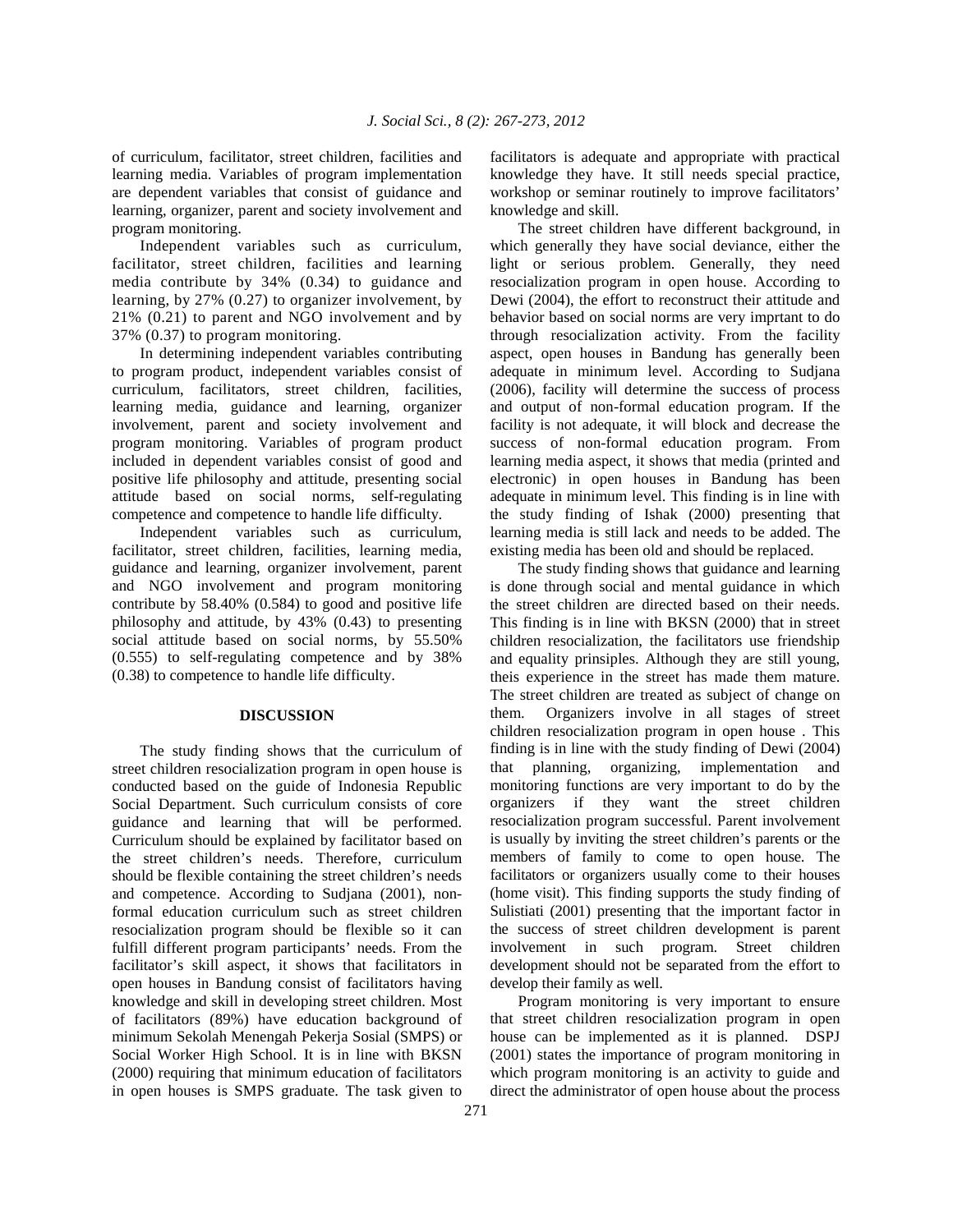of curriculum, facilitator, street children, facilities and learning media. Variables of program implementation are dependent variables that consist of guidance and learning, organizer, parent and society involvement and program monitoring.

Independent variables such as curriculum, facilitator, street children, facilities and learning media contribute by 34% (0.34) to guidance and learning, by 27% (0.27) to organizer involvement, by 21% (0.21) to parent and NGO involvement and by 37% (0.37) to program monitoring.

In determining independent variables contributing to program product, independent variables consist of curriculum, facilitators, street children, facilities, learning media, guidance and learning, organizer involvement, parent and society involvement and program monitoring. Variables of program product included in dependent variables consist of good and positive life philosophy and attitude, presenting social attitude based on social norms, self-regulating competence and competence to handle life difficulty.

Independent variables such as curriculum, facilitator, street children, facilities, learning media, guidance and learning, organizer involvement, parent and NGO involvement and program monitoring contribute by 58.40% (0.584) to good and positive life philosophy and attitude, by 43% (0.43) to presenting social attitude based on social norms, by 55.50% (0.555) to self-regulating competence and by 38% (0.38) to competence to handle life difficulty.

## DISCUSSION

The study finding shows that the curriculum of street children resocialization program in open house is conducted based on the guide of Indonesia Republic Social Department. Such curriculum consists of core guidance and learning that will be performed. Curriculum should be explained by facilitator based on the street children's needs. Therefore, curriculum should be flexible containing the street children's needs and competence. According to Sudjana (2001), non-formal education curriculum such as street children resocialization program should be flexible so it can fulfill different program participants' needs. From the facilitator's skill aspect, it shows that facilitators in open houses in Bandung consist of facilitators having knowledge and skill in developing street children. Most of facilitators (89%) have education background of minimum Sekolah Menengah Pekerja Sosial (SMPS) or Social Worker High School. It is in line with BKSN (2000) requiring that minimum education of facilitators in open houses is SMPS graduate. The task given to facilitators is adequate and appropriate with practical knowledge they have. It still needs special practice, workshop or seminar routinely to improve facilitators' knowledge and skill.

The street children have different background, in which generally they have social deviance, either the light or serious problem. Generally, they need resocialization program in open house. According to Dewi (2004), the effort to reconstruct their attitude and behavior based on social norms are very imprtant to do through resocialization activity. From the facility aspect, open houses in Bandung has generally been adequate in minimum level. According to Sudjana (2006), facility will determine the success of process and output of non-formal education program. If the facility is not adequate, it will block and decrease the success of non-formal education program. From learning media aspect, it shows that media (printed and electronic) in open houses in Bandung has been adequate in minimum level. This finding is in line with the study finding of Ishak (2000) presenting that learning media is still lack and needs to be added. The existing media has been old and should be replaced.

The study finding shows that guidance and learning is done through social and mental guidance in which the street children are directed based on their needs. This finding is in line with BKSN (2000) that in street children resocialization, the facilitators use friendship and equality prinsiples. Although they are still young, theis experience in the street has made them mature. The street children are treated as subject of change on them. Organizers involve in all stages of street children resocialization program in open house . This finding is in line with the study finding of Dewi (2004) that planning, organizing, implementation and monitoring functions are very important to do by the organizers if they want the street children resocialization program successful. Parent involvement is usually by inviting the street children's parents or the members of family to come to open house. The facilitators or organizers usually come to their houses (home visit). This finding supports the study finding of Sulistiati (2001) presenting that the important factor in the success of street children development is parent involvement in such program. Street children development should not be separated from the effort to develop their family as well.

Program monitoring is very important to ensure that street children resocialization program in open house can be implemented as it is planned. DSPJ (2001) states the importance of program monitoring in which program monitoring is an activity to guide and direct the administrator of open house about the process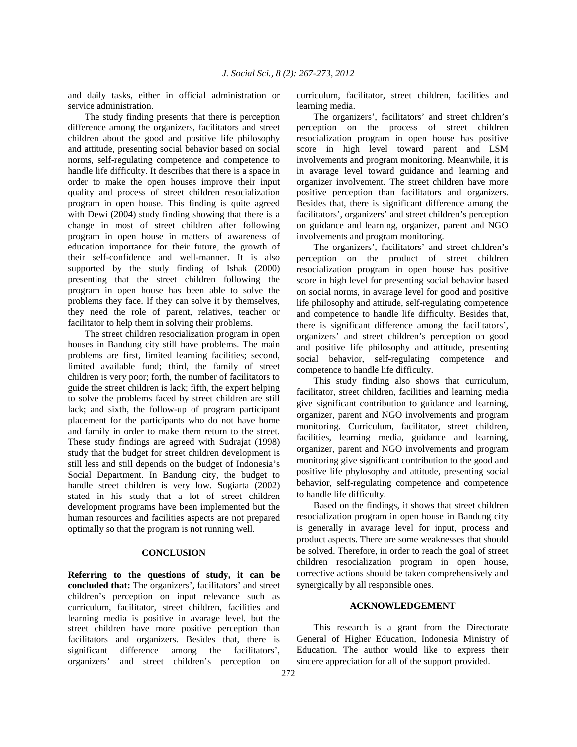and daily tasks, either in official administration or service administration.

The study finding presents that there is perception difference among the organizers, facilitators and street children about the good and positive life philosophy and attitude, presenting social behavior based on social norms, self-regulating competence and competence to handle life difficulty. It describes that there is a space in order to make the open houses improve their input quality and process of street children resocialization program in open house. This finding is quite agreed with Dewi (2004) study finding showing that there is a change in most of street children after following program in open house in matters of awareness of education importance for their future, the growth of their self-confidence and well-manner. It is also supported by the study finding of Ishak (2000) presenting that the street children following the program in open house has been able to solve the problems they face. If they can solve it by themselves, they need the role of parent, relatives, teacher or facilitator to help them in solving their problems.

The street children resocialization program in open houses in Bandung city still have problems. The main problems are first, limited learning facilities; second, limited available fund; third, the family of street children is very poor; forth, the number of facilitators to guide the street children is lack; fifth, the expert helping to solve the problems faced by street children are still lack; and sixth, the follow-up of program participant placement for the participants who do not have home and family in order to make them return to the street. These study findings are agreed with Sudrajat (1998) study that the budget for street children development is still less and still depends on the budget of Indonesia's Social Department. In Bandung city, the budget to handle street children is very low. Sugiarta (2002) stated in his study that a lot of street children development programs have been implemented but the human resources and facilities aspects are not prepared optimally so that the program is not running well.

## CONCLUSION

**Referring to the questions of study, it can be concluded that:** The organizers', facilitators' and street children's perception on input relevance such as curriculum, facilitator, street children, facilities and learning media is positive in avarage level, but the street children have more positive perception than facilitators and organizers. Besides that, there is significant difference among the facilitators', organizers' and street children's perception on curriculum, facilitator, street children, facilities and learning media.

The organizers', facilitators' and street children's perception on the process of street children resocialization program in open house has positive score in high level toward parent and LSM involvements and program monitoring. Meanwhile, it is in avarage level toward guidance and learning and organizer involvement. The street children have more positive perception than facilitators and organizers. Besides that, there is significant difference among the facilitators', organizers' and street children's perception on guidance and learning, organizer, parent and NGO involvements and program monitoring.

The organizers', facilitators' and street children's perception on the product of street children resocialization program in open house has positive score in high level for presenting social behavior based on social norms, in avarage level for good and positive life philosophy and attitude, self-regulating competence and competence to handle life difficulty. Besides that, there is significant difference among the facilitators', organizers' and street children's perception on good and positive life philosophy and attitude, presenting social behavior, self-regulating competence and competence to handle life difficulty.

This study finding also shows that curriculum, facilitator, street children, facilities and learning media give significant contribution to guidance and learning, organizer, parent and NGO involvements and program monitoring. Curriculum, facilitator, street children, facilities, learning media, guidance and learning, organizer, parent and NGO involvements and program monitoring give significant contribution to the good and positive life phylosophy and attitude, presenting social behavior, self-regulating competence and competence to handle life difficulty.

Based on the findings, it shows that street children resocialization program in open house in Bandung city is generally in avarage level for input, process and product aspects. There are some weaknesses that should be solved. Therefore, in order to reach the goal of street children resocialization program in open house, corrective actions should be taken comprehensively and synergically by all responsible ones.

## ACKNOWLEDGEMENT

This research is a grant from the Directorate General of Higher Education, Indonesia Ministry of Education. The author would like to express their sincere appreciation for all of the support provided.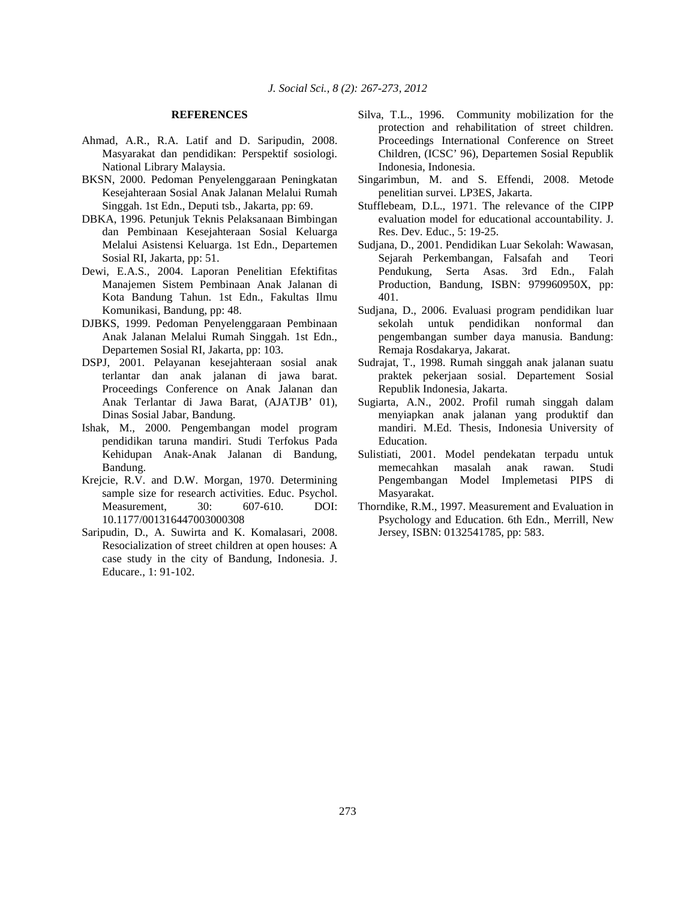## REFERENCES

Ahmad, A.R., R.A. Latif and D. Saripudin, 2008. Masyarakat dan pendidikan: Perspektif sosiologi. National Library Malaysia.

BKSN, 2000. Pedoman Penyelenggaraan Peningkatan Kesejahteraan Sosial Anak Jalanan Melalui Rumah Singgah. 1st Edn., Deputi tsb., Jakarta, pp: 69.

DBKA, 1996. Petunjuk Teknis Pelaksanaan Bimbingan dan Pembinaan Kesejahteraan Sosial Keluarga Melalui Asistensi Keluarga. 1st Edn., Departemen Sosial RI, Jakarta, pp: 51.

Dewi, E.A.S., 2004. Laporan Penelitian Efektifitas Manajemen Sistem Pembinaan Anak Jalanan di Kota Bandung Tahun. 1st Edn., Fakultas Ilmu Komunikasi, Bandung, pp: 48.

DJBKS, 1999. Pedoman Penyelenggaraan Pembinaan Anak Jalanan Melalui Rumah Singgah. 1st Edn., Departemen Sosial RI, Jakarta, pp: 103.

DSPJ, 2001. Pelayanan kesejahteraan sosial anak terlantar dan anak jalanan di jawa barat. Proceedings Conference on Anak Jalanan dan Anak Terlantar di Jawa Barat, (AJATJB' 01), Dinas Sosial Jabar, Bandung.

Ishak, M., 2000. Pengembangan model program pendidikan taruna mandiri. Studi Terfokus Pada Kehidupan Anak-Anak Jalanan di Bandung, Bandung.

Krejcie, R.V. and D.W. Morgan, 1970. Determining sample size for research activities. Educ. Psychol. Measurement, 30: 607-610. DOI: 10.1177/001316447003000308

Saripudin, D., A. Suwirta and K. Komalasari, 2008. Resocialization of street children at open houses: A case study in the city of Bandung, Indonesia. J. Educare., 1: 91-102.

Silva, T.L., 1996. Community mobilization for the protection and rehabilitation of street children. Proceedings International Conference on Street Children, (ICSC' 96), Departemen Sosial Republik Indonesia, Indonesia.

Singarimbun, M. and S. Effendi, 2008. Metode penelitian survei. LP3ES, Jakarta.

Stufflebeam, D.L., 1971. The relevance of the CIPP evaluation model for educational accountability. J. Res. Dev. Educ., 5: 19-25.

Sudjana, D., 2001. Pendidikan Luar Sekolah: Wawasan, Sejarah Perkembangan, Falsafah and Teori Pendukung, Serta Asas. 3rd Edn., Falah Production, Bandung, ISBN: 979960950X, pp: 401.

Sudjana, D., 2006. Evaluasi program pendidikan luar sekolah untuk pendidikan nonformal dan pengembangan sumber daya manusia. Bandung: Remaja Rosdakarya, Jakarat.

Sudrajat, T., 1998. Rumah singgah anak jalanan suatu praktek pekerjaan sosial. Departement Sosial Republik Indonesia, Jakarta.

Sugiarta, A.N., 2002. Profil rumah singgah dalam menyiapkan anak jalanan yang produktif dan mandiri. M.Ed. Thesis, Indonesia University of Education.

Sulistiati, 2001. Model pendekatan terpadu untuk memecahkan masalah anak rawan. Studi Pengembangan Model Implemetasi PIPS di Masyarakat.

Thorndike, R.M., 1997. Measurement and Evaluation in Psychology and Education. 6th Edn., Merrill, New Jersey, ISBN: 0132541785, pp: 583.